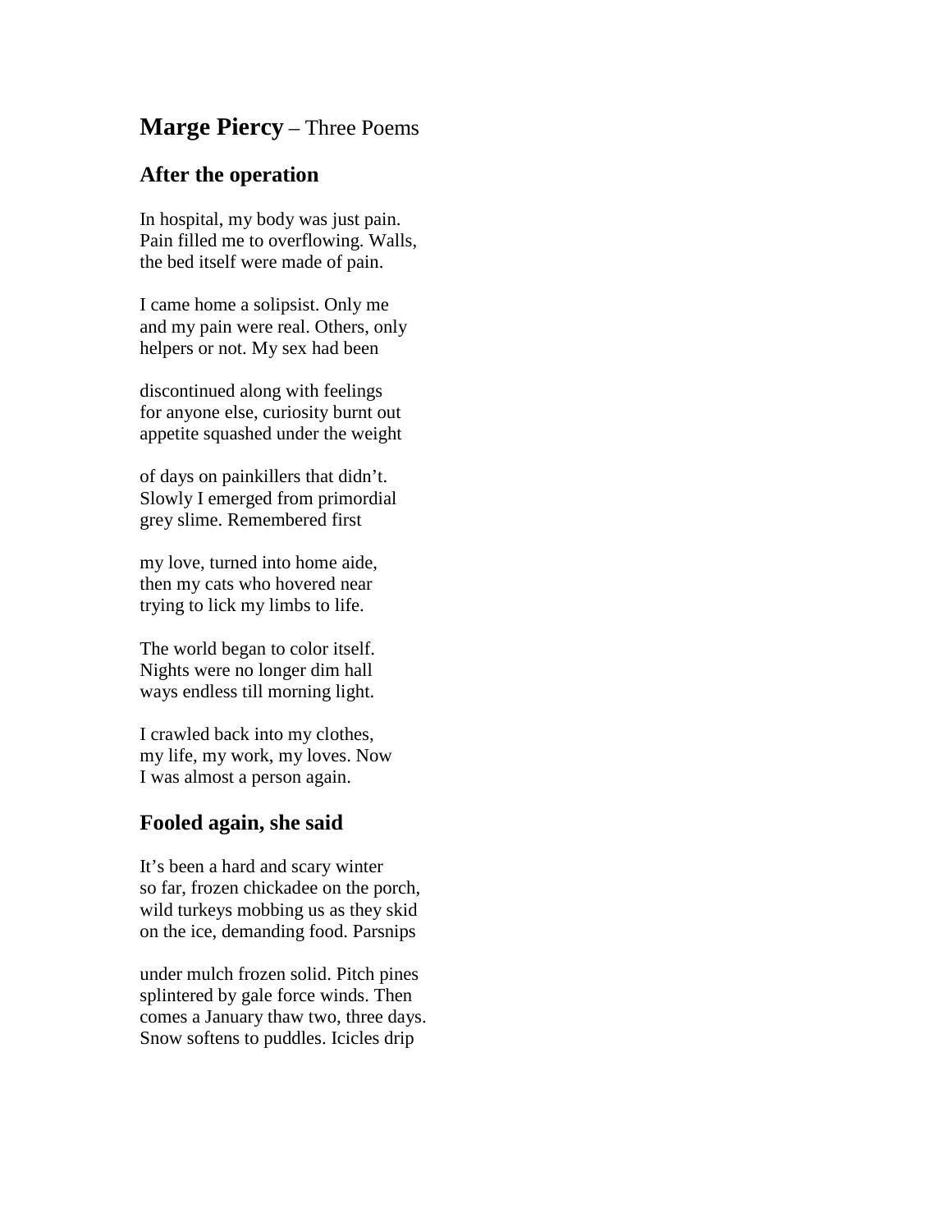# **Marge Piercy** – Three Poems

## After the operation

In hospital, my body was just pain.
Pain filled me to overflowing. Walls,
the bed itself were made of pain.

I came home a solipsist. Only me
and my pain were real. Others, only
helpers or not. My sex had been

discontinued along with feelings
for anyone else, curiosity burnt out
appetite squashed under the weight

of days on painkillers that didn't.
Slowly I emerged from primordial
grey slime. Remembered first

my love, turned into home aide,
then my cats who hovered near
trying to lick my limbs to life.

The world began to color itself.
Nights were no longer dim hall
ways endless till morning light.

I crawled back into my clothes,
my life, my work, my loves. Now
I was almost a person again.

## Fooled again, she said

It's been a hard and scary winter
so far, frozen chickadee on the porch,
wild turkeys mobbing us as they skid
on the ice, demanding food. Parsnips

under mulch frozen solid. Pitch pines
splintered by gale force winds. Then
comes a January thaw two, three days.
Snow softens to puddles. Icicles drip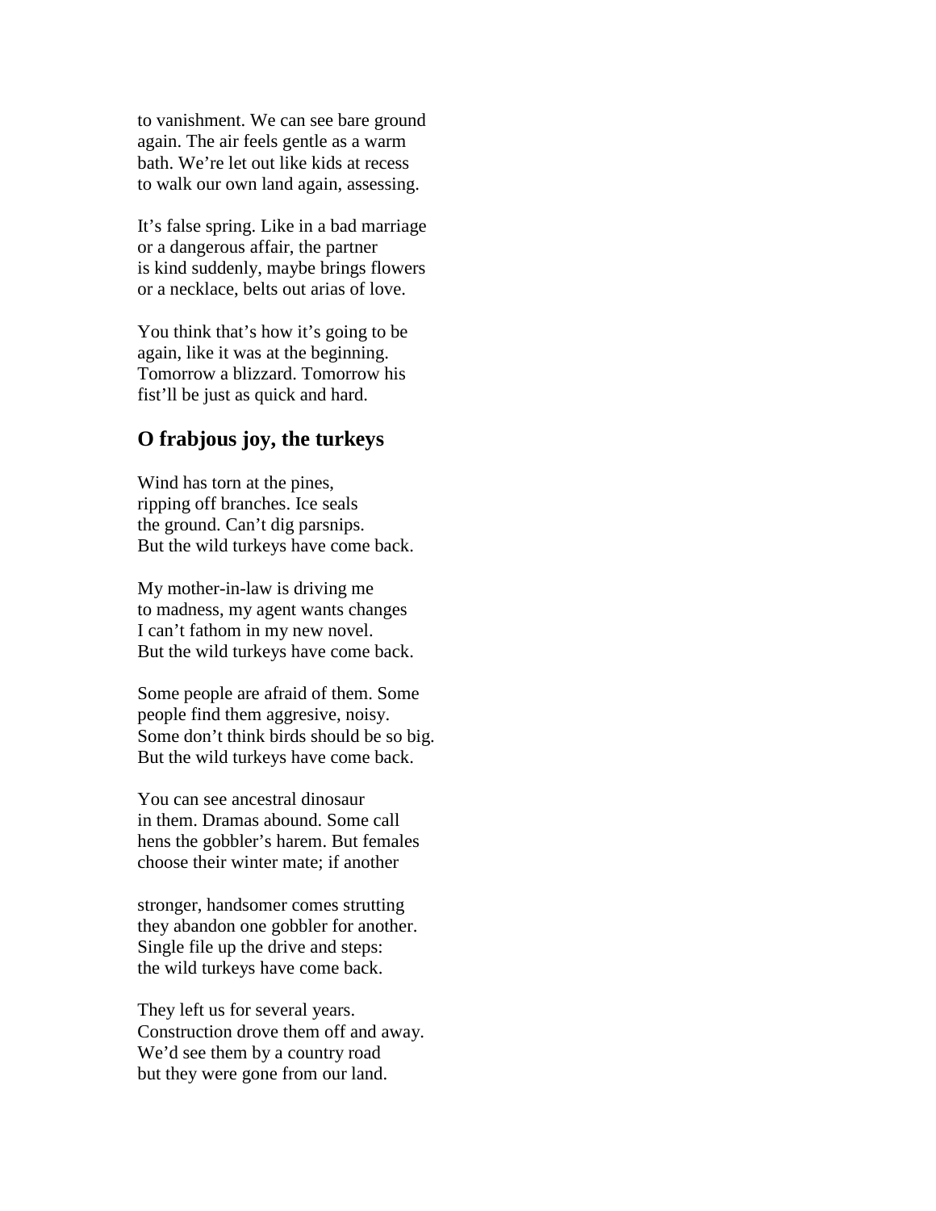to vanishment. We can see bare ground
again. The air feels gentle as a warm
bath. We're let out like kids at recess
to walk our own land again, assessing.

It's false spring. Like in a bad marriage
or a dangerous affair, the partner
is kind suddenly, maybe brings flowers
or a necklace, belts out arias of love.

You think that's how it's going to be
again, like it was at the beginning.
Tomorrow a blizzard. Tomorrow his
fist'll be just as quick and hard.

## O frabjous joy, the turkeys

Wind has torn at the pines,
ripping off branches. Ice seals
the ground. Can't dig parsnips.
But the wild turkeys have come back.

My mother-in-law is driving me
to madness, my agent wants changes
I can't fathom in my new novel.
But the wild turkeys have come back.

Some people are afraid of them. Some
people find them aggresive, noisy.
Some don't think birds should be so big.
But the wild turkeys have come back.

You can see ancestral dinosaur
in them. Dramas abound. Some call
hens the gobbler's harem. But females
choose their winter mate; if another

stronger, handsomer comes strutting
they abandon one gobbler for another.
Single file up the drive and steps:
the wild turkeys have come back.

They left us for several years.
Construction drove them off and away.
We'd see them by a country road
but they were gone from our land.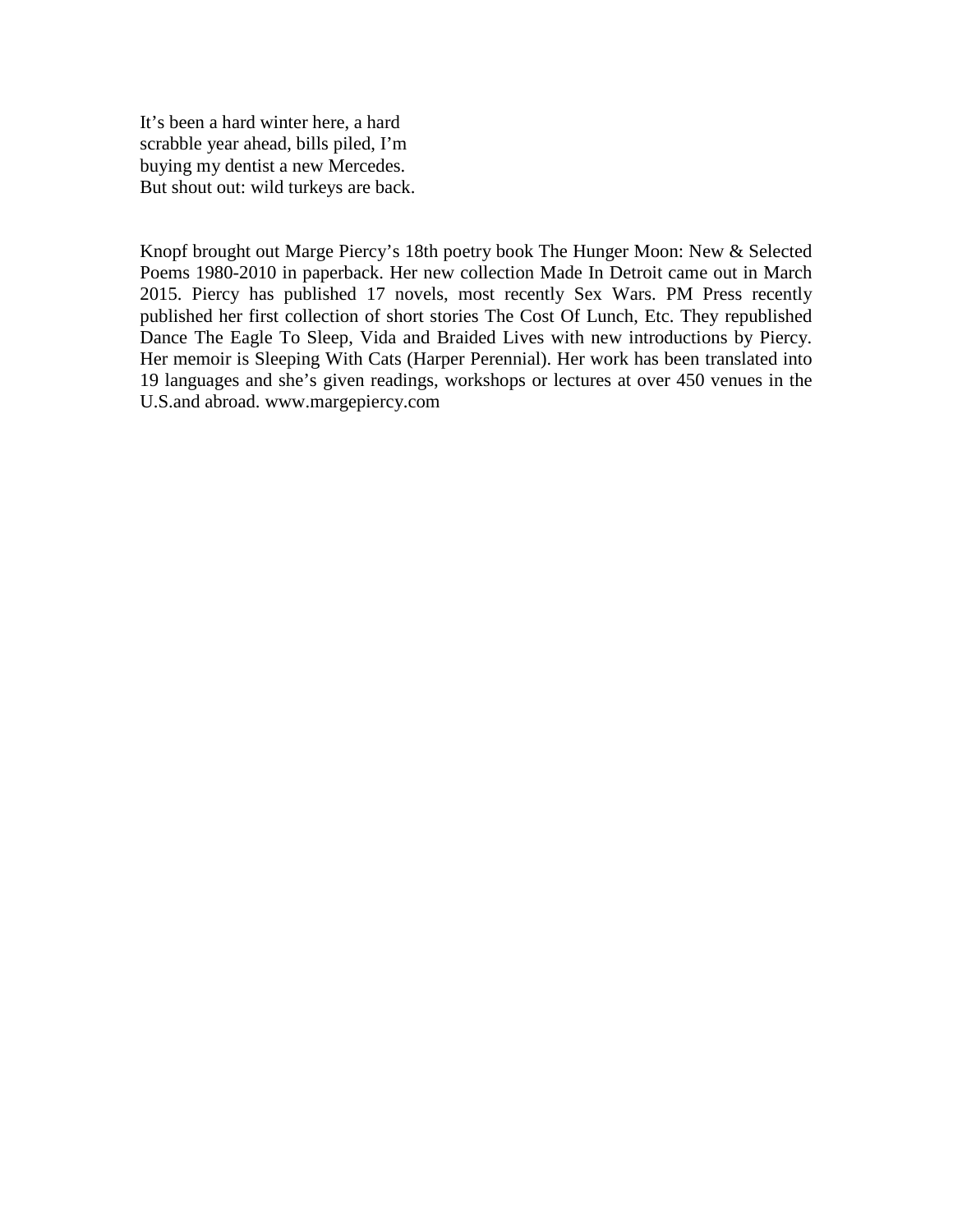It’s been a hard winter here, a hard  
scrabble year ahead, bills piled, I’m  
buying my dentist a new Mercedes.  
But shout out: wild turkeys are back.

Knopf brought out Marge Piercy’s 18th poetry book The Hunger Moon: New & Selected Poems 1980-2010 in paperback. Her new collection Made In Detroit came out in March 2015. Piercy has published 17 novels, most recently Sex Wars. PM Press recently published her first collection of short stories The Cost Of Lunch, Etc. They republished Dance The Eagle To Sleep, Vida and Braided Lives with new introductions by Piercy. Her memoir is Sleeping With Cats (Harper Perennial). Her work has been translated into 19 languages and she’s given readings, workshops or lectures at over 450 venues in the U.S.and abroad. www.margepiercy.com